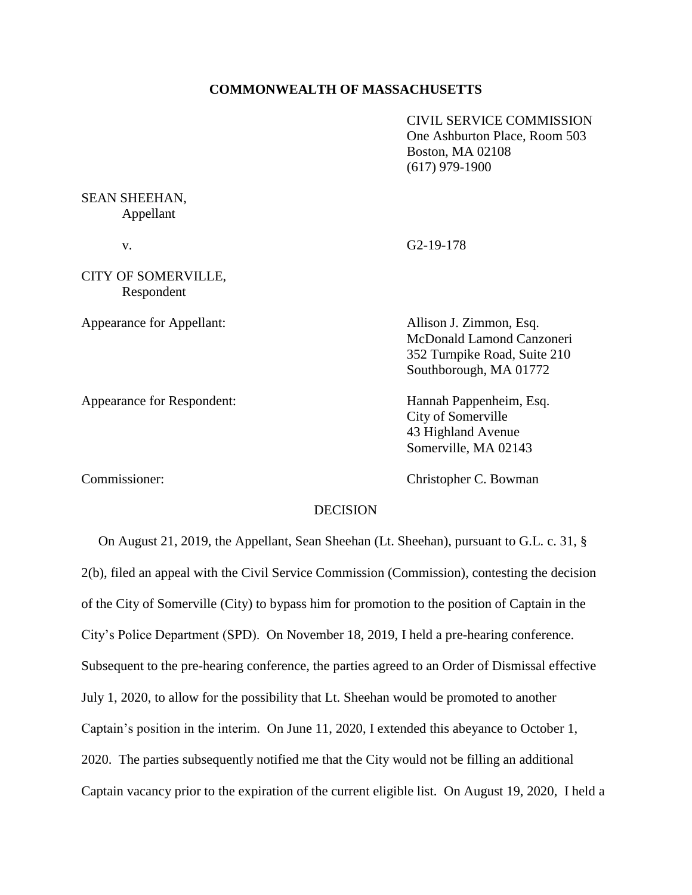**COMMONWEALTH OF MASSACHUSETTS**

CIVIL SERVICE COMMISSION
One Ashburton Place, Room 503
Boston, MA 02108
(617) 979-1900

SEAN SHEEHAN,
Appellant

v. G2-19-178

CITY OF SOMERVILLE,
Respondent

Appearance for Appellant: Allison J. Zimmon, Esq.
McDonald Lamond Canzoneri
352 Turnpike Road, Suite 210
Southborough, MA 01772

Appearance for Respondent: Hannah Pappenheim, Esq.
City of Somerville
43 Highland Avenue
Somerville, MA 02143

Commissioner: Christopher C. Bowman

DECISION

On August 21, 2019, the Appellant, Sean Sheehan (Lt. Sheehan), pursuant to G.L. c. 31, § 2(b), filed an appeal with the Civil Service Commission (Commission), contesting the decision of the City of Somerville (City) to bypass him for promotion to the position of Captain in the City's Police Department (SPD). On November 18, 2019, I held a pre-hearing conference. Subsequent to the pre-hearing conference, the parties agreed to an Order of Dismissal effective July 1, 2020, to allow for the possibility that Lt. Sheehan would be promoted to another Captain's position in the interim. On June 11, 2020, I extended this abeyance to October 1, 2020. The parties subsequently notified me that the City would not be filling an additional Captain vacancy prior to the expiration of the current eligible list. On August 19, 2020, I held a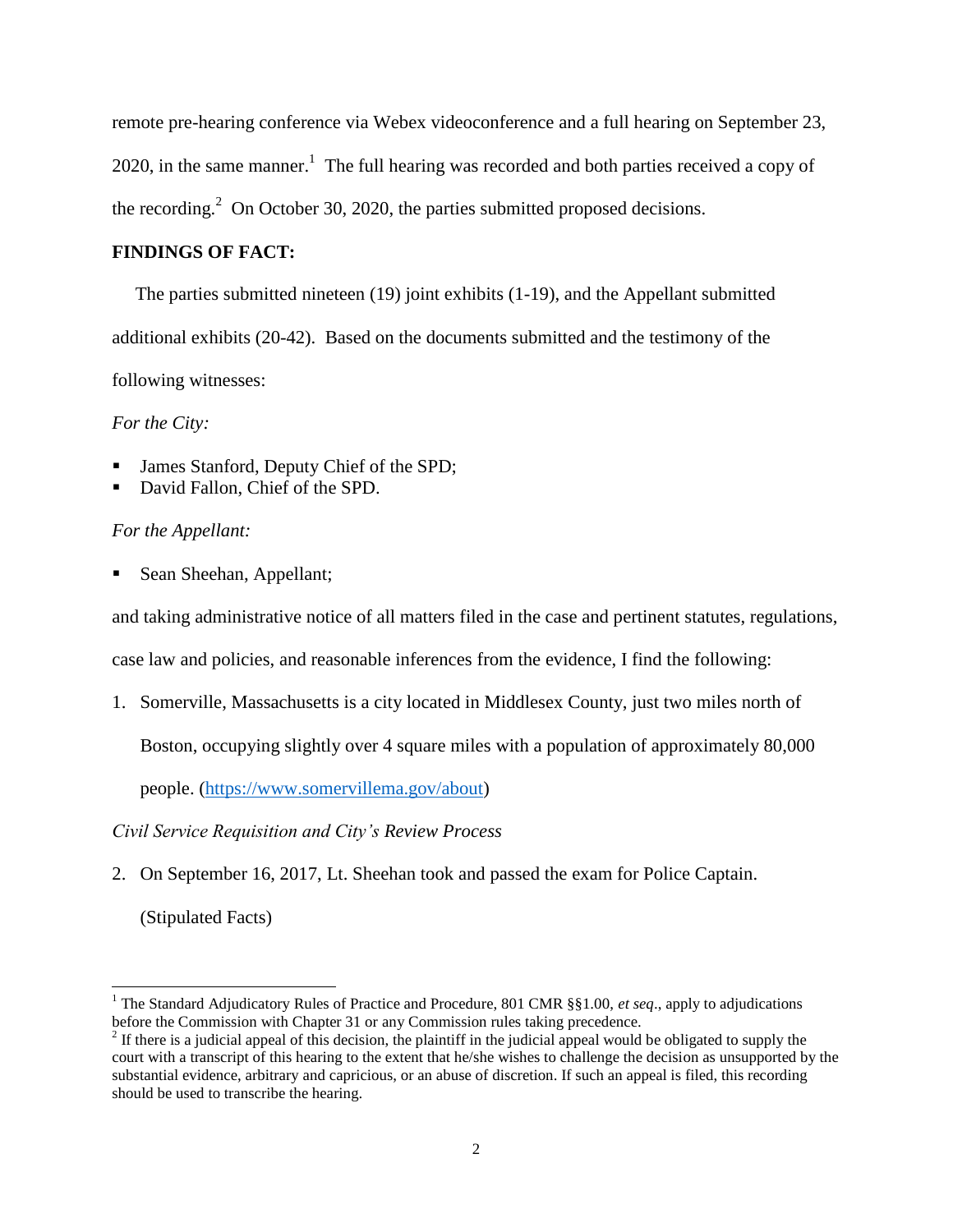remote pre-hearing conference via Webex videoconference and a full hearing on September 23, 2020, in the same manner.[1] The full hearing was recorded and both parties received a copy of the recording.[2] On October 30, 2020, the parties submitted proposed decisions.

**FINDINGS OF FACT:**

The parties submitted nineteen (19) joint exhibits (1-19), and the Appellant submitted additional exhibits (20-42). Based on the documents submitted and the testimony of the following witnesses:

*For the City:*

- James Stanford, Deputy Chief of the SPD;
- David Fallon, Chief of the SPD.

*For the Appellant:*

- Sean Sheehan, Appellant;

and taking administrative notice of all matters filed in the case and pertinent statutes, regulations, case law and policies, and reasonable inferences from the evidence, I find the following:

1. Somerville, Massachusetts is a city located in Middlesex County, just two miles north of Boston, occupying slightly over 4 square miles with a population of approximately 80,000 people. (https://www.somervillema.gov/about)

*Civil Service Requisition and City's Review Process*

2. On September 16, 2017, Lt. Sheehan took and passed the exam for Police Captain. (Stipulated Facts)

---

[1] The Standard Adjudicatory Rules of Practice and Procedure, 801 CMR §§1.00, *et seq*., apply to adjudications before the Commission with Chapter 31 or any Commission rules taking precedence.

[2] If there is a judicial appeal of this decision, the plaintiff in the judicial appeal would be obligated to supply the court with a transcript of this hearing to the extent that he/she wishes to challenge the decision as unsupported by the substantial evidence, arbitrary and capricious, or an abuse of discretion. If such an appeal is filed, this recording should be used to transcribe the hearing.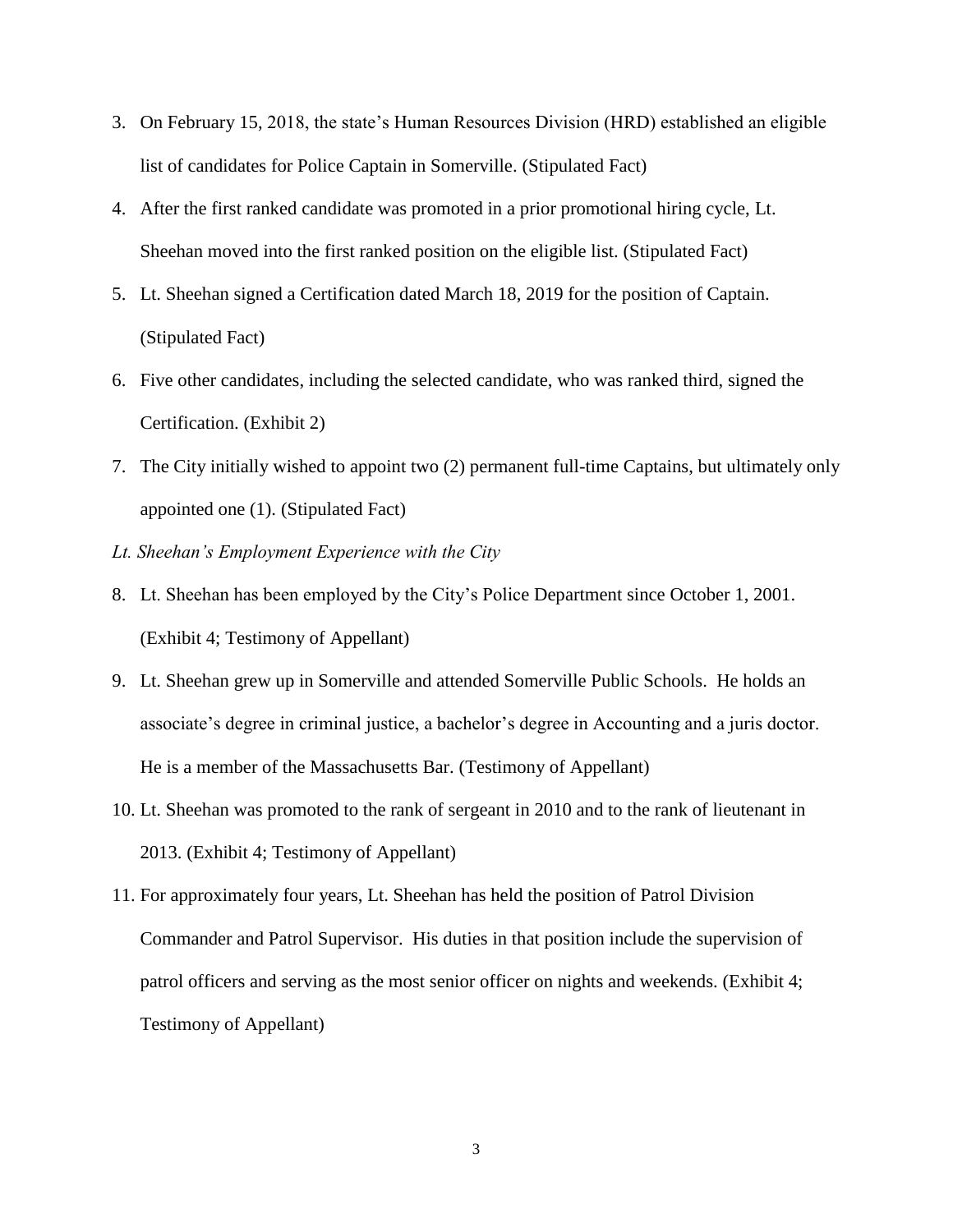3. On February 15, 2018, the state's Human Resources Division (HRD) established an eligible list of candidates for Police Captain in Somerville. (Stipulated Fact)
4. After the first ranked candidate was promoted in a prior promotional hiring cycle, Lt. Sheehan moved into the first ranked position on the eligible list. (Stipulated Fact)
5. Lt. Sheehan signed a Certification dated March 18, 2019 for the position of Captain. (Stipulated Fact)
6. Five other candidates, including the selected candidate, who was ranked third, signed the Certification. (Exhibit 2)
7. The City initially wished to appoint two (2) permanent full-time Captains, but ultimately only appointed one (1). (Stipulated Fact)

*Lt. Sheehan's Employment Experience with the City*

8. Lt. Sheehan has been employed by the City's Police Department since October 1, 2001. (Exhibit 4; Testimony of Appellant)
9. Lt. Sheehan grew up in Somerville and attended Somerville Public Schools. He holds an associate's degree in criminal justice, a bachelor's degree in Accounting and a juris doctor. He is a member of the Massachusetts Bar. (Testimony of Appellant)
10. Lt. Sheehan was promoted to the rank of sergeant in 2010 and to the rank of lieutenant in 2013. (Exhibit 4; Testimony of Appellant)
11. For approximately four years, Lt. Sheehan has held the position of Patrol Division Commander and Patrol Supervisor. His duties in that position include the supervision of patrol officers and serving as the most senior officer on nights and weekends. (Exhibit 4; Testimony of Appellant)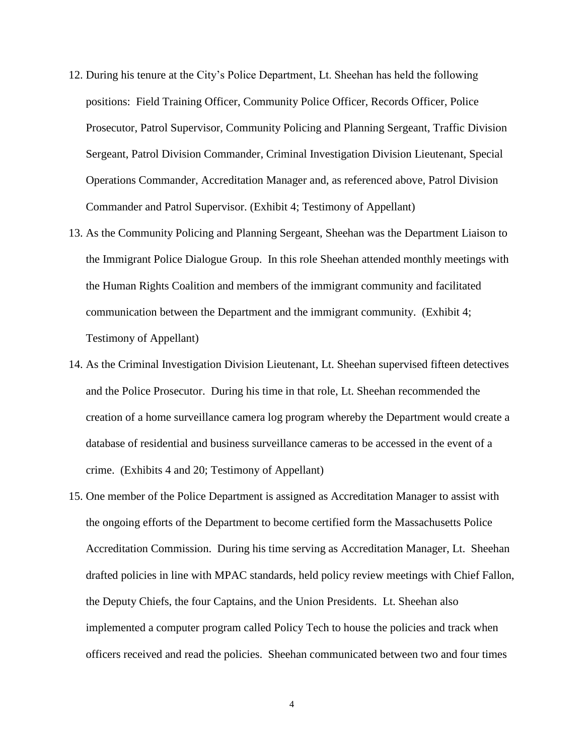12. During his tenure at the City's Police Department, Lt. Sheehan has held the following positions: Field Training Officer, Community Police Officer, Records Officer, Police Prosecutor, Patrol Supervisor, Community Policing and Planning Sergeant, Traffic Division Sergeant, Patrol Division Commander, Criminal Investigation Division Lieutenant, Special Operations Commander, Accreditation Manager and, as referenced above, Patrol Division Commander and Patrol Supervisor. (Exhibit 4; Testimony of Appellant)

13. As the Community Policing and Planning Sergeant, Sheehan was the Department Liaison to the Immigrant Police Dialogue Group. In this role Sheehan attended monthly meetings with the Human Rights Coalition and members of the immigrant community and facilitated communication between the Department and the immigrant community. (Exhibit 4; Testimony of Appellant)

14. As the Criminal Investigation Division Lieutenant, Lt. Sheehan supervised fifteen detectives and the Police Prosecutor. During his time in that role, Lt. Sheehan recommended the creation of a home surveillance camera log program whereby the Department would create a database of residential and business surveillance cameras to be accessed in the event of a crime. (Exhibits 4 and 20; Testimony of Appellant)

15. One member of the Police Department is assigned as Accreditation Manager to assist with the ongoing efforts of the Department to become certified form the Massachusetts Police Accreditation Commission. During his time serving as Accreditation Manager, Lt. Sheehan drafted policies in line with MPAC standards, held policy review meetings with Chief Fallon, the Deputy Chiefs, the four Captains, and the Union Presidents. Lt. Sheehan also implemented a computer program called Policy Tech to house the policies and track when officers received and read the policies. Sheehan communicated between two and four times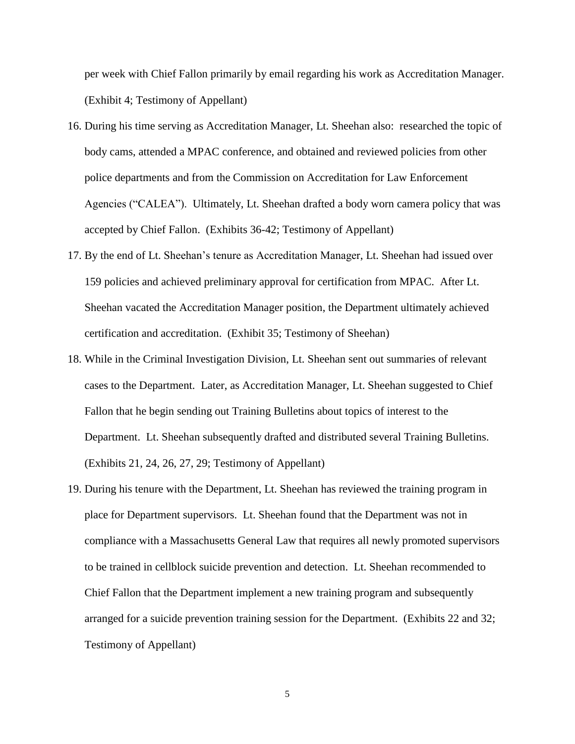per week with Chief Fallon primarily by email regarding his work as Accreditation Manager. (Exhibit 4; Testimony of Appellant)

16. During his time serving as Accreditation Manager, Lt. Sheehan also: researched the topic of body cams, attended a MPAC conference, and obtained and reviewed policies from other police departments and from the Commission on Accreditation for Law Enforcement Agencies ("CALEA"). Ultimately, Lt. Sheehan drafted a body worn camera policy that was accepted by Chief Fallon. (Exhibits 36-42; Testimony of Appellant)
17. By the end of Lt. Sheehan's tenure as Accreditation Manager, Lt. Sheehan had issued over 159 policies and achieved preliminary approval for certification from MPAC. After Lt. Sheehan vacated the Accreditation Manager position, the Department ultimately achieved certification and accreditation. (Exhibit 35; Testimony of Sheehan)
18. While in the Criminal Investigation Division, Lt. Sheehan sent out summaries of relevant cases to the Department. Later, as Accreditation Manager, Lt. Sheehan suggested to Chief Fallon that he begin sending out Training Bulletins about topics of interest to the Department. Lt. Sheehan subsequently drafted and distributed several Training Bulletins. (Exhibits 21, 24, 26, 27, 29; Testimony of Appellant)
19. During his tenure with the Department, Lt. Sheehan has reviewed the training program in place for Department supervisors. Lt. Sheehan found that the Department was not in compliance with a Massachusetts General Law that requires all newly promoted supervisors to be trained in cellblock suicide prevention and detection. Lt. Sheehan recommended to Chief Fallon that the Department implement a new training program and subsequently arranged for a suicide prevention training session for the Department. (Exhibits 22 and 32; Testimony of Appellant)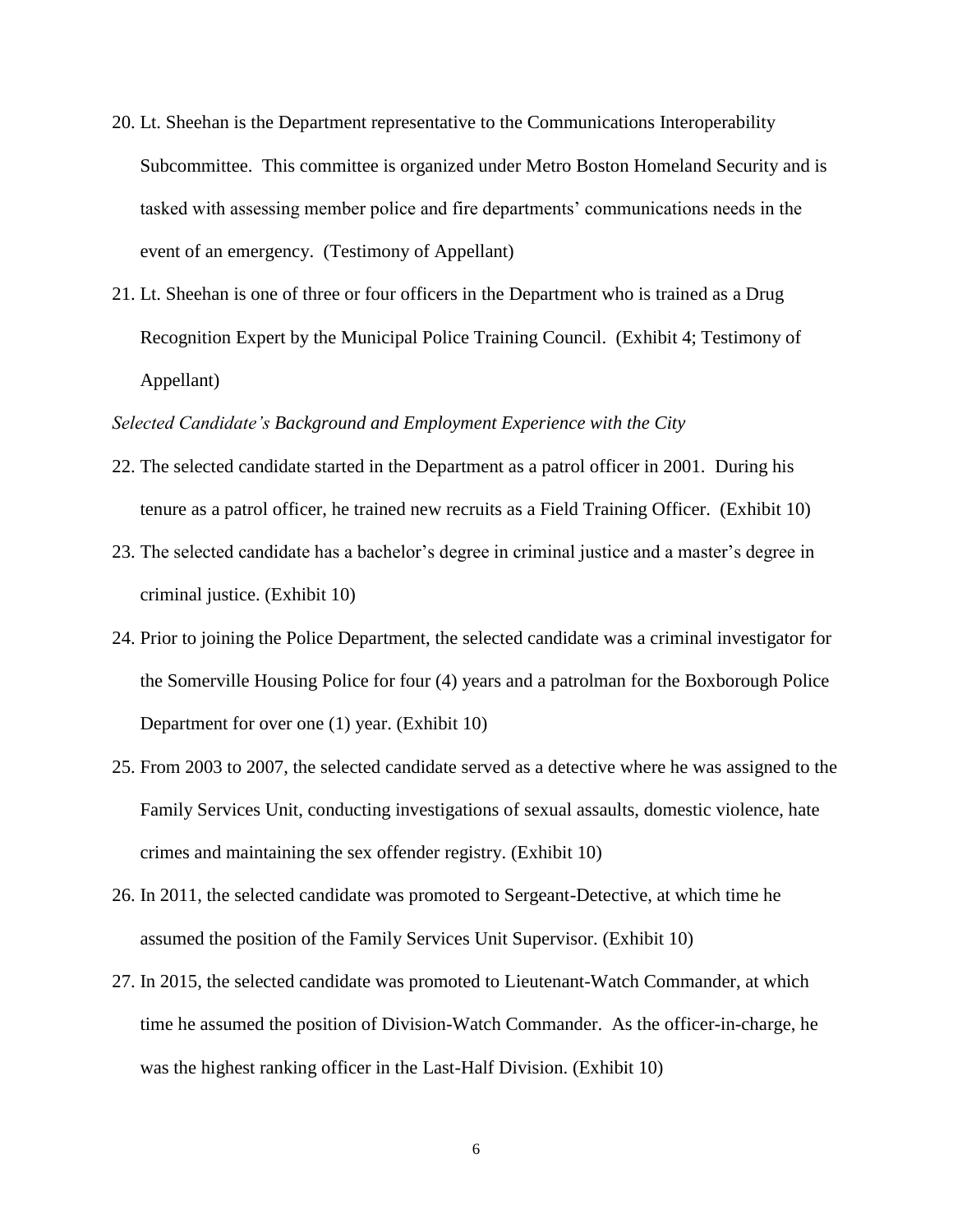20. Lt. Sheehan is the Department representative to the Communications Interoperability Subcommittee. This committee is organized under Metro Boston Homeland Security and is tasked with assessing member police and fire departments' communications needs in the event of an emergency. (Testimony of Appellant)

21. Lt. Sheehan is one of three or four officers in the Department who is trained as a Drug Recognition Expert by the Municipal Police Training Council. (Exhibit 4; Testimony of Appellant)

*Selected Candidate's Background and Employment Experience with the City*

22. The selected candidate started in the Department as a patrol officer in 2001. During his tenure as a patrol officer, he trained new recruits as a Field Training Officer. (Exhibit 10)

23. The selected candidate has a bachelor's degree in criminal justice and a master's degree in criminal justice. (Exhibit 10)

24. Prior to joining the Police Department, the selected candidate was a criminal investigator for the Somerville Housing Police for four (4) years and a patrolman for the Boxborough Police Department for over one (1) year. (Exhibit 10)

25. From 2003 to 2007, the selected candidate served as a detective where he was assigned to the Family Services Unit, conducting investigations of sexual assaults, domestic violence, hate crimes and maintaining the sex offender registry. (Exhibit 10)

26. In 2011, the selected candidate was promoted to Sergeant-Detective, at which time he assumed the position of the Family Services Unit Supervisor. (Exhibit 10)

27. In 2015, the selected candidate was promoted to Lieutenant-Watch Commander, at which time he assumed the position of Division-Watch Commander. As the officer-in-charge, he was the highest ranking officer in the Last-Half Division. (Exhibit 10)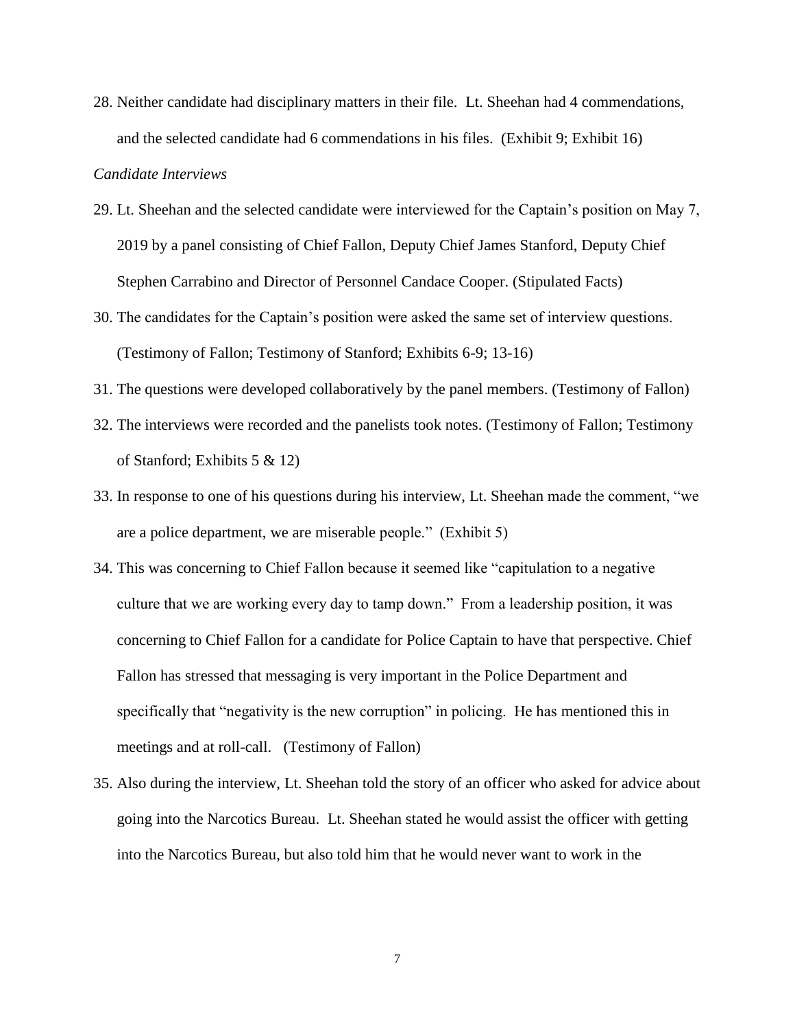28. Neither candidate had disciplinary matters in their file. Lt. Sheehan had 4 commendations, and the selected candidate had 6 commendations in his files. (Exhibit 9; Exhibit 16)

*Candidate Interviews*

29. Lt. Sheehan and the selected candidate were interviewed for the Captain's position on May 7, 2019 by a panel consisting of Chief Fallon, Deputy Chief James Stanford, Deputy Chief Stephen Carrabino and Director of Personnel Candace Cooper. (Stipulated Facts)
30. The candidates for the Captain's position were asked the same set of interview questions. (Testimony of Fallon; Testimony of Stanford; Exhibits 6-9; 13-16)
31. The questions were developed collaboratively by the panel members. (Testimony of Fallon)
32. The interviews were recorded and the panelists took notes. (Testimony of Fallon; Testimony of Stanford; Exhibits 5 & 12)
33. In response to one of his questions during his interview, Lt. Sheehan made the comment, "we are a police department, we are miserable people." (Exhibit 5)
34. This was concerning to Chief Fallon because it seemed like "capitulation to a negative culture that we are working every day to tamp down." From a leadership position, it was concerning to Chief Fallon for a candidate for Police Captain to have that perspective. Chief Fallon has stressed that messaging is very important in the Police Department and specifically that "negativity is the new corruption" in policing. He has mentioned this in meetings and at roll-call. (Testimony of Fallon)
35. Also during the interview, Lt. Sheehan told the story of an officer who asked for advice about going into the Narcotics Bureau. Lt. Sheehan stated he would assist the officer with getting into the Narcotics Bureau, but also told him that he would never want to work in the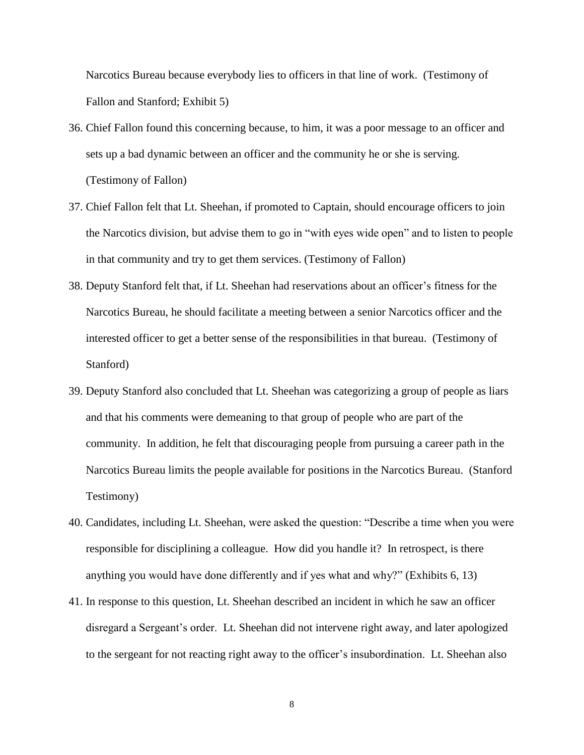Narcotics Bureau because everybody lies to officers in that line of work. (Testimony of Fallon and Stanford; Exhibit 5)

36. Chief Fallon found this concerning because, to him, it was a poor message to an officer and sets up a bad dynamic between an officer and the community he or she is serving. (Testimony of Fallon)

37. Chief Fallon felt that Lt. Sheehan, if promoted to Captain, should encourage officers to join the Narcotics division, but advise them to go in "with eyes wide open" and to listen to people in that community and try to get them services. (Testimony of Fallon)

38. Deputy Stanford felt that, if Lt. Sheehan had reservations about an officer's fitness for the Narcotics Bureau, he should facilitate a meeting between a senior Narcotics officer and the interested officer to get a better sense of the responsibilities in that bureau. (Testimony of Stanford)

39. Deputy Stanford also concluded that Lt. Sheehan was categorizing a group of people as liars and that his comments were demeaning to that group of people who are part of the community. In addition, he felt that discouraging people from pursuing a career path in the Narcotics Bureau limits the people available for positions in the Narcotics Bureau. (Stanford Testimony)

40. Candidates, including Lt. Sheehan, were asked the question: "Describe a time when you were responsible for disciplining a colleague. How did you handle it? In retrospect, is there anything you would have done differently and if yes what and why?" (Exhibits 6, 13)

41. In response to this question, Lt. Sheehan described an incident in which he saw an officer disregard a Sergeant's order. Lt. Sheehan did not intervene right away, and later apologized to the sergeant for not reacting right away to the officer's insubordination. Lt. Sheehan also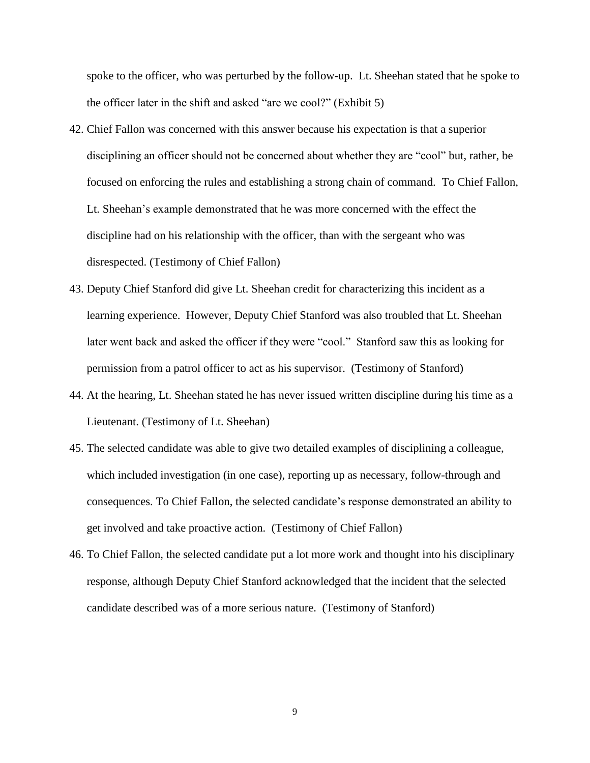spoke to the officer, who was perturbed by the follow-up. Lt. Sheehan stated that he spoke to the officer later in the shift and asked "are we cool?" (Exhibit 5)

42. Chief Fallon was concerned with this answer because his expectation is that a superior disciplining an officer should not be concerned about whether they are "cool" but, rather, be focused on enforcing the rules and establishing a strong chain of command. To Chief Fallon, Lt. Sheehan's example demonstrated that he was more concerned with the effect the discipline had on his relationship with the officer, than with the sergeant who was disrespected. (Testimony of Chief Fallon)
43. Deputy Chief Stanford did give Lt. Sheehan credit for characterizing this incident as a learning experience. However, Deputy Chief Stanford was also troubled that Lt. Sheehan later went back and asked the officer if they were "cool." Stanford saw this as looking for permission from a patrol officer to act as his supervisor. (Testimony of Stanford)
44. At the hearing, Lt. Sheehan stated he has never issued written discipline during his time as a Lieutenant. (Testimony of Lt. Sheehan)
45. The selected candidate was able to give two detailed examples of disciplining a colleague, which included investigation (in one case), reporting up as necessary, follow-through and consequences. To Chief Fallon, the selected candidate's response demonstrated an ability to get involved and take proactive action. (Testimony of Chief Fallon)
46. To Chief Fallon, the selected candidate put a lot more work and thought into his disciplinary response, although Deputy Chief Stanford acknowledged that the incident that the selected candidate described was of a more serious nature. (Testimony of Stanford)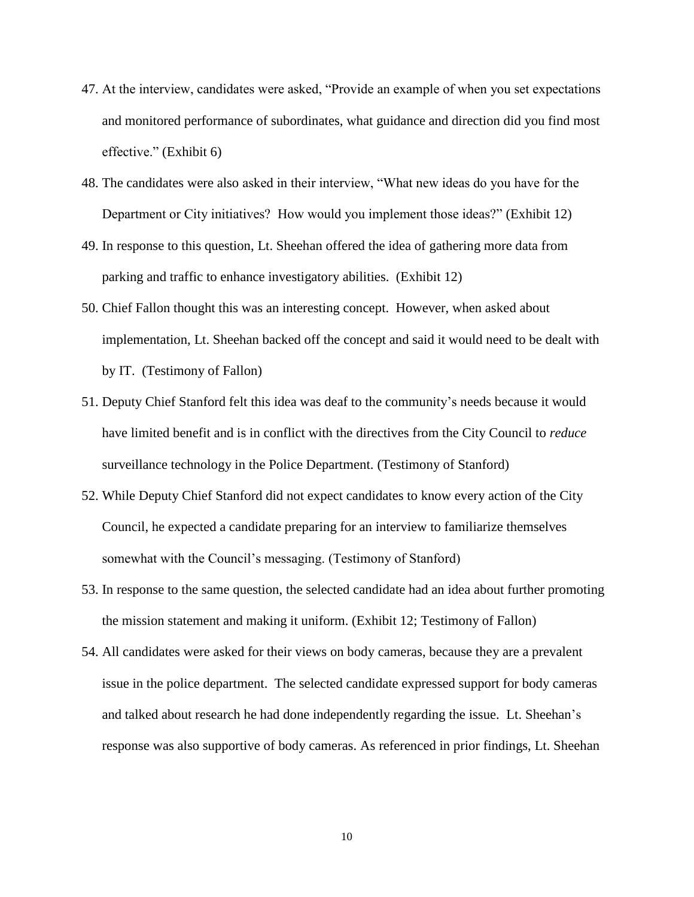47. At the interview, candidates were asked, "Provide an example of when you set expectations and monitored performance of subordinates, what guidance and direction did you find most effective." (Exhibit 6)

48. The candidates were also asked in their interview, "What new ideas do you have for the Department or City initiatives? How would you implement those ideas?" (Exhibit 12)

49. In response to this question, Lt. Sheehan offered the idea of gathering more data from parking and traffic to enhance investigatory abilities. (Exhibit 12)

50. Chief Fallon thought this was an interesting concept. However, when asked about implementation, Lt. Sheehan backed off the concept and said it would need to be dealt with by IT. (Testimony of Fallon)

51. Deputy Chief Stanford felt this idea was deaf to the community's needs because it would have limited benefit and is in conflict with the directives from the City Council to *reduce* surveillance technology in the Police Department. (Testimony of Stanford)

52. While Deputy Chief Stanford did not expect candidates to know every action of the City Council, he expected a candidate preparing for an interview to familiarize themselves somewhat with the Council's messaging. (Testimony of Stanford)

53. In response to the same question, the selected candidate had an idea about further promoting the mission statement and making it uniform. (Exhibit 12; Testimony of Fallon)

54. All candidates were asked for their views on body cameras, because they are a prevalent issue in the police department. The selected candidate expressed support for body cameras and talked about research he had done independently regarding the issue. Lt. Sheehan's response was also supportive of body cameras. As referenced in prior findings, Lt. Sheehan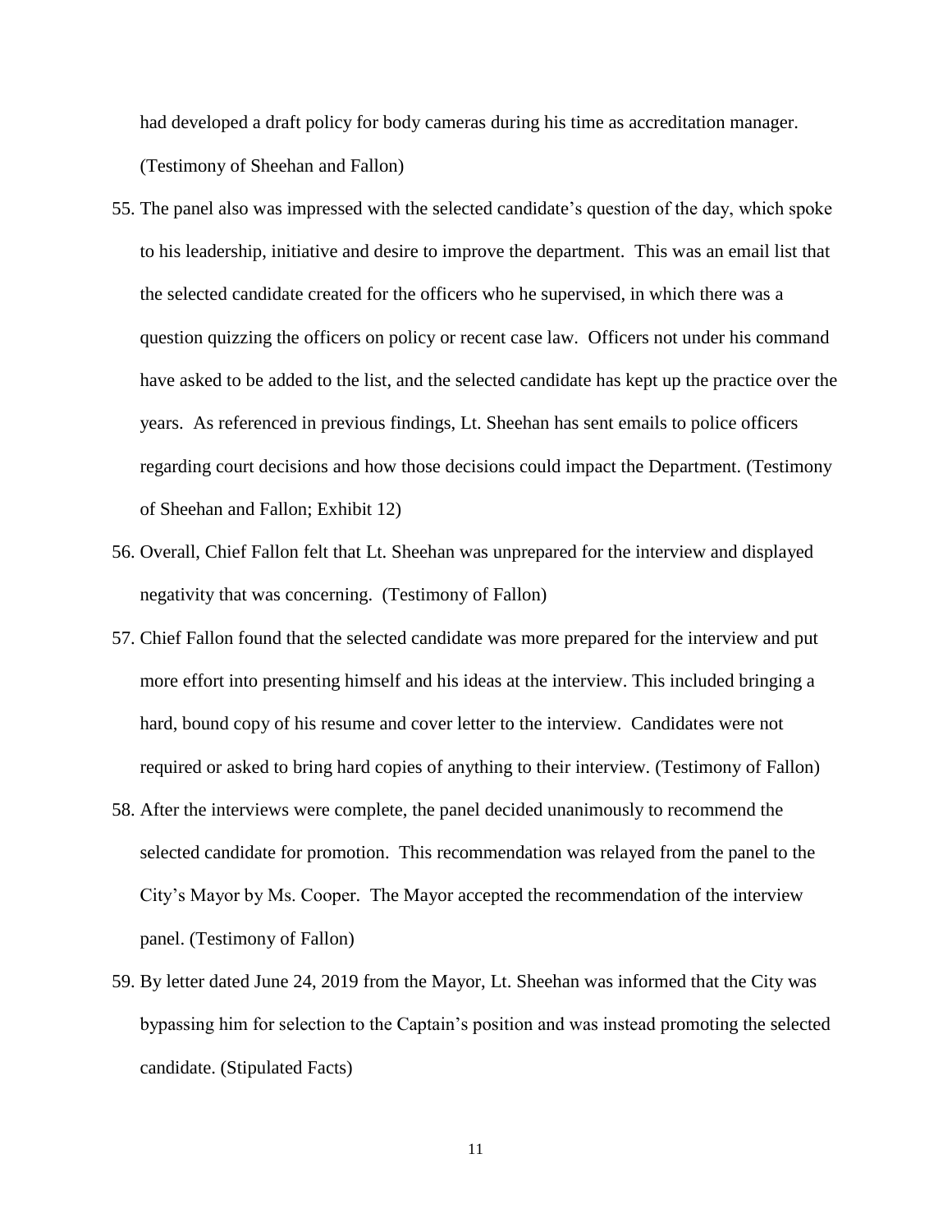had developed a draft policy for body cameras during his time as accreditation manager. (Testimony of Sheehan and Fallon)

55. The panel also was impressed with the selected candidate's question of the day, which spoke to his leadership, initiative and desire to improve the department. This was an email list that the selected candidate created for the officers who he supervised, in which there was a question quizzing the officers on policy or recent case law. Officers not under his command have asked to be added to the list, and the selected candidate has kept up the practice over the years. As referenced in previous findings, Lt. Sheehan has sent emails to police officers regarding court decisions and how those decisions could impact the Department. (Testimony of Sheehan and Fallon; Exhibit 12)
56. Overall, Chief Fallon felt that Lt. Sheehan was unprepared for the interview and displayed negativity that was concerning. (Testimony of Fallon)
57. Chief Fallon found that the selected candidate was more prepared for the interview and put more effort into presenting himself and his ideas at the interview. This included bringing a hard, bound copy of his resume and cover letter to the interview. Candidates were not required or asked to bring hard copies of anything to their interview. (Testimony of Fallon)
58. After the interviews were complete, the panel decided unanimously to recommend the selected candidate for promotion. This recommendation was relayed from the panel to the City's Mayor by Ms. Cooper. The Mayor accepted the recommendation of the interview panel. (Testimony of Fallon)
59. By letter dated June 24, 2019 from the Mayor, Lt. Sheehan was informed that the City was bypassing him for selection to the Captain's position and was instead promoting the selected candidate. (Stipulated Facts)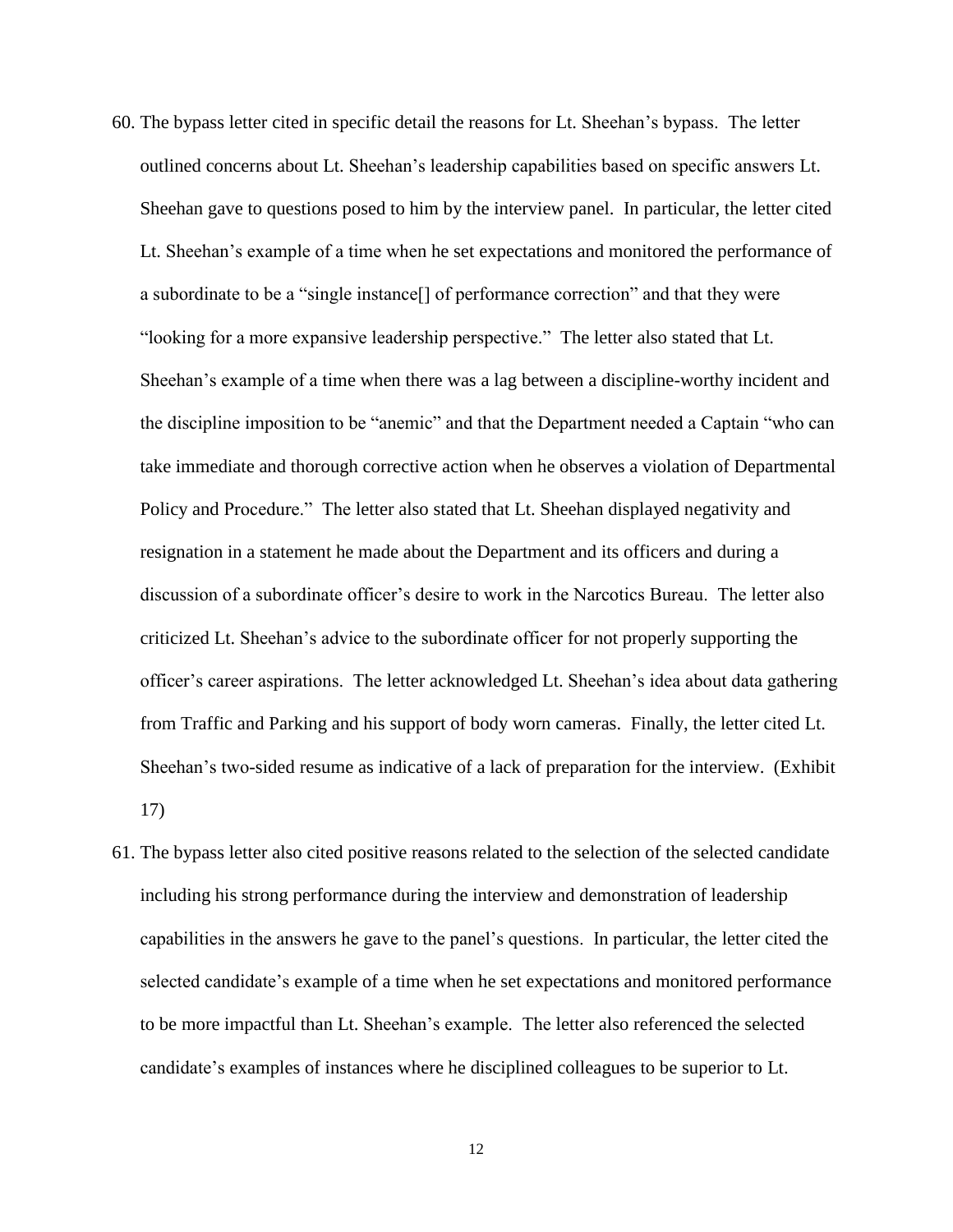60. The bypass letter cited in specific detail the reasons for Lt. Sheehan's bypass. The letter outlined concerns about Lt. Sheehan's leadership capabilities based on specific answers Lt. Sheehan gave to questions posed to him by the interview panel. In particular, the letter cited Lt. Sheehan's example of a time when he set expectations and monitored the performance of a subordinate to be a "single instance[] of performance correction" and that they were "looking for a more expansive leadership perspective." The letter also stated that Lt. Sheehan's example of a time when there was a lag between a discipline-worthy incident and the discipline imposition to be "anemic" and that the Department needed a Captain "who can take immediate and thorough corrective action when he observes a violation of Departmental Policy and Procedure." The letter also stated that Lt. Sheehan displayed negativity and resignation in a statement he made about the Department and its officers and during a discussion of a subordinate officer's desire to work in the Narcotics Bureau. The letter also criticized Lt. Sheehan's advice to the subordinate officer for not properly supporting the officer's career aspirations. The letter acknowledged Lt. Sheehan's idea about data gathering from Traffic and Parking and his support of body worn cameras. Finally, the letter cited Lt. Sheehan's two-sided resume as indicative of a lack of preparation for the interview. (Exhibit 17)

61. The bypass letter also cited positive reasons related to the selection of the selected candidate including his strong performance during the interview and demonstration of leadership capabilities in the answers he gave to the panel's questions. In particular, the letter cited the selected candidate's example of a time when he set expectations and monitored performance to be more impactful than Lt. Sheehan's example. The letter also referenced the selected candidate's examples of instances where he disciplined colleagues to be superior to Lt.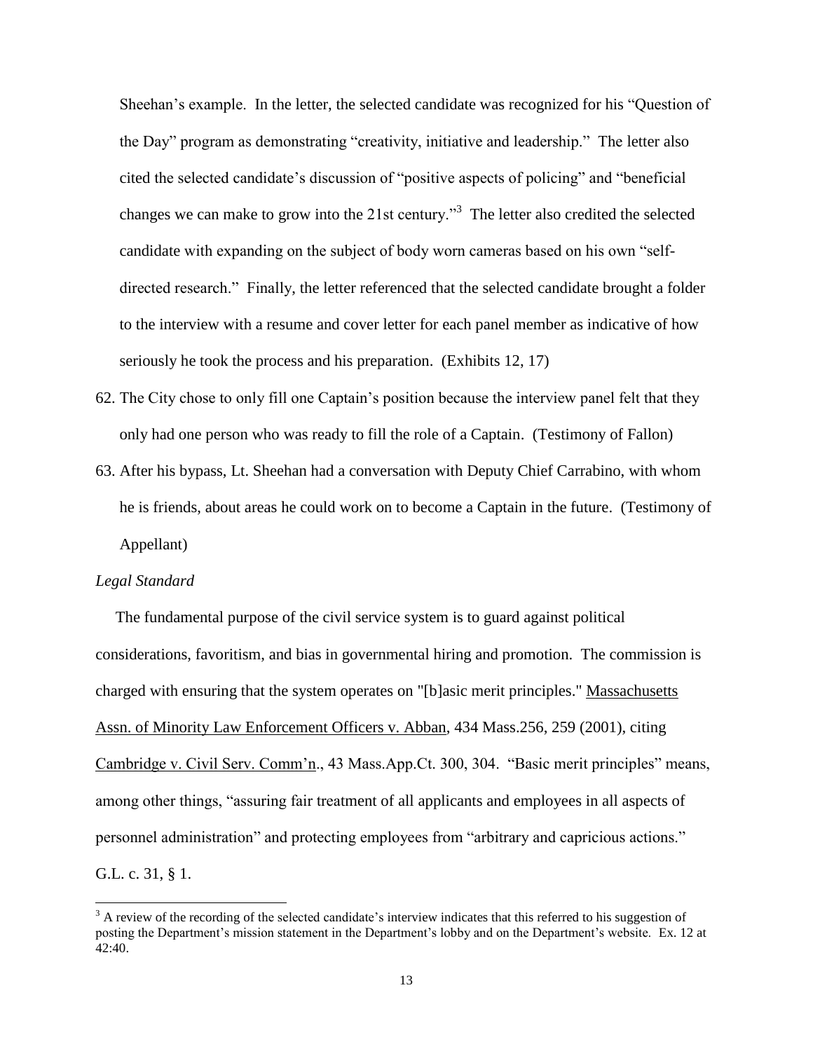Sheehan's example. In the letter, the selected candidate was recognized for his "Question of the Day" program as demonstrating "creativity, initiative and leadership." The letter also cited the selected candidate's discussion of "positive aspects of policing" and "beneficial changes we can make to grow into the 21st century."[3] The letter also credited the selected candidate with expanding on the subject of body worn cameras based on his own "self-directed research." Finally, the letter referenced that the selected candidate brought a folder to the interview with a resume and cover letter for each panel member as indicative of how seriously he took the process and his preparation. (Exhibits 12, 17)

62. The City chose to only fill one Captain's position because the interview panel felt that they only had one person who was ready to fill the role of a Captain. (Testimony of Fallon)
63. After his bypass, Lt. Sheehan had a conversation with Deputy Chief Carrabino, with whom he is friends, about areas he could work on to become a Captain in the future. (Testimony of Appellant)

*Legal Standard*

The fundamental purpose of the civil service system is to guard against political considerations, favoritism, and bias in governmental hiring and promotion. The commission is charged with ensuring that the system operates on "[b]asic merit principles." Massachusetts Assn. of Minority Law Enforcement Officers v. Abban, 434 Mass.256, 259 (2001), citing Cambridge v. Civil Serv. Comm'n., 43 Mass.App.Ct. 300, 304. "Basic merit principles" means, among other things, "assuring fair treatment of all applicants and employees in all aspects of personnel administration" and protecting employees from "arbitrary and capricious actions." G.L. c. 31, § 1.

---

[3] A review of the recording of the selected candidate's interview indicates that this referred to his suggestion of posting the Department's mission statement in the Department's lobby and on the Department's website. Ex. 12 at 42:40.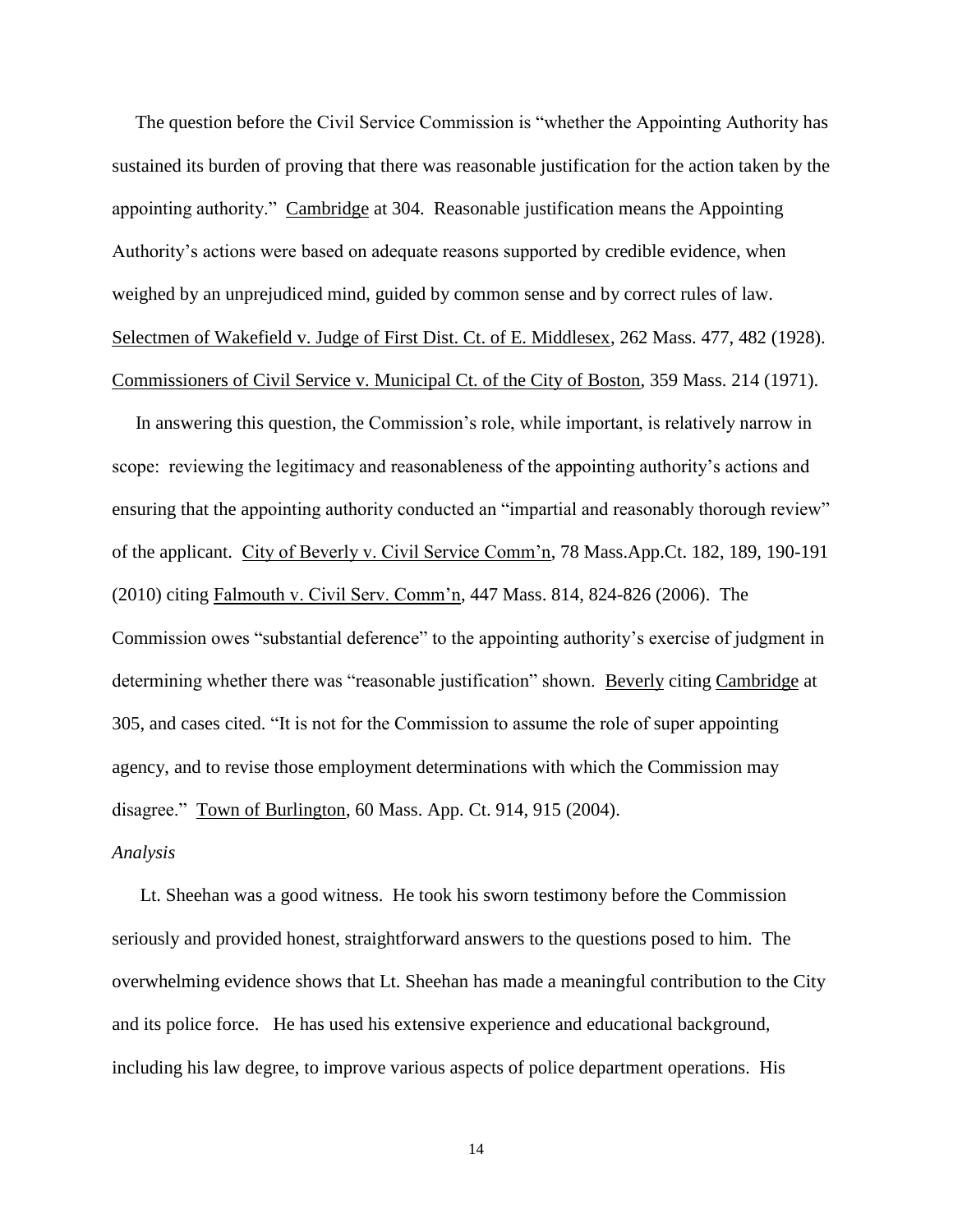The question before the Civil Service Commission is "whether the Appointing Authority has sustained its burden of proving that there was reasonable justification for the action taken by the appointing authority." Cambridge at 304. Reasonable justification means the Appointing Authority's actions were based on adequate reasons supported by credible evidence, when weighed by an unprejudiced mind, guided by common sense and by correct rules of law. Selectmen of Wakefield v. Judge of First Dist. Ct. of E. Middlesex, 262 Mass. 477, 482 (1928). Commissioners of Civil Service v. Municipal Ct. of the City of Boston, 359 Mass. 214 (1971).

In answering this question, the Commission's role, while important, is relatively narrow in scope: reviewing the legitimacy and reasonableness of the appointing authority's actions and ensuring that the appointing authority conducted an "impartial and reasonably thorough review" of the applicant. City of Beverly v. Civil Service Comm'n, 78 Mass.App.Ct. 182, 189, 190-191 (2010) citing Falmouth v. Civil Serv. Comm'n, 447 Mass. 814, 824-826 (2006). The Commission owes "substantial deference" to the appointing authority's exercise of judgment in determining whether there was "reasonable justification" shown. Beverly citing Cambridge at 305, and cases cited. "It is not for the Commission to assume the role of super appointing agency, and to revise those employment determinations with which the Commission may disagree." Town of Burlington, 60 Mass. App. Ct. 914, 915 (2004).

*Analysis*

Lt. Sheehan was a good witness. He took his sworn testimony before the Commission seriously and provided honest, straightforward answers to the questions posed to him. The overwhelming evidence shows that Lt. Sheehan has made a meaningful contribution to the City and its police force. He has used his extensive experience and educational background, including his law degree, to improve various aspects of police department operations. His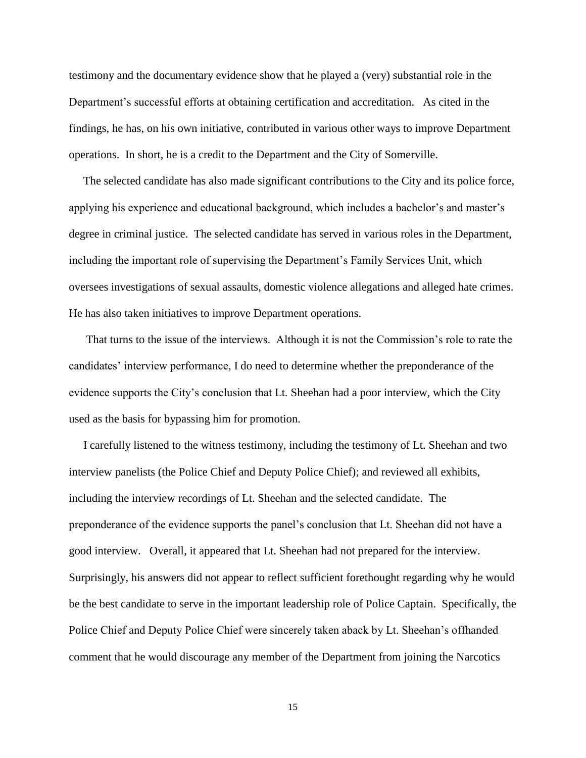testimony and the documentary evidence show that he played a (very) substantial role in the Department's successful efforts at obtaining certification and accreditation. As cited in the findings, he has, on his own initiative, contributed in various other ways to improve Department operations. In short, he is a credit to the Department and the City of Somerville.

The selected candidate has also made significant contributions to the City and its police force, applying his experience and educational background, which includes a bachelor's and master's degree in criminal justice. The selected candidate has served in various roles in the Department, including the important role of supervising the Department's Family Services Unit, which oversees investigations of sexual assaults, domestic violence allegations and alleged hate crimes. He has also taken initiatives to improve Department operations.

That turns to the issue of the interviews. Although it is not the Commission's role to rate the candidates' interview performance, I do need to determine whether the preponderance of the evidence supports the City's conclusion that Lt. Sheehan had a poor interview, which the City used as the basis for bypassing him for promotion.

I carefully listened to the witness testimony, including the testimony of Lt. Sheehan and two interview panelists (the Police Chief and Deputy Police Chief); and reviewed all exhibits, including the interview recordings of Lt. Sheehan and the selected candidate. The preponderance of the evidence supports the panel's conclusion that Lt. Sheehan did not have a good interview. Overall, it appeared that Lt. Sheehan had not prepared for the interview. Surprisingly, his answers did not appear to reflect sufficient forethought regarding why he would be the best candidate to serve in the important leadership role of Police Captain. Specifically, the Police Chief and Deputy Police Chief were sincerely taken aback by Lt. Sheehan's offhanded comment that he would discourage any member of the Department from joining the Narcotics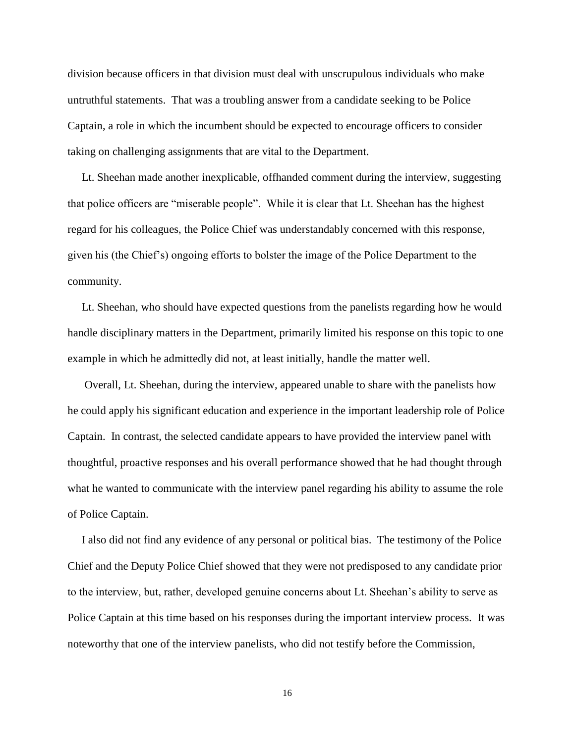division because officers in that division must deal with unscrupulous individuals who make untruthful statements. That was a troubling answer from a candidate seeking to be Police Captain, a role in which the incumbent should be expected to encourage officers to consider taking on challenging assignments that are vital to the Department.

Lt. Sheehan made another inexplicable, offhanded comment during the interview, suggesting that police officers are "miserable people". While it is clear that Lt. Sheehan has the highest regard for his colleagues, the Police Chief was understandably concerned with this response, given his (the Chief's) ongoing efforts to bolster the image of the Police Department to the community.

Lt. Sheehan, who should have expected questions from the panelists regarding how he would handle disciplinary matters in the Department, primarily limited his response on this topic to one example in which he admittedly did not, at least initially, handle the matter well.

Overall, Lt. Sheehan, during the interview, appeared unable to share with the panelists how he could apply his significant education and experience in the important leadership role of Police Captain. In contrast, the selected candidate appears to have provided the interview panel with thoughtful, proactive responses and his overall performance showed that he had thought through what he wanted to communicate with the interview panel regarding his ability to assume the role of Police Captain.

I also did not find any evidence of any personal or political bias. The testimony of the Police Chief and the Deputy Police Chief showed that they were not predisposed to any candidate prior to the interview, but, rather, developed genuine concerns about Lt. Sheehan's ability to serve as Police Captain at this time based on his responses during the important interview process. It was noteworthy that one of the interview panelists, who did not testify before the Commission,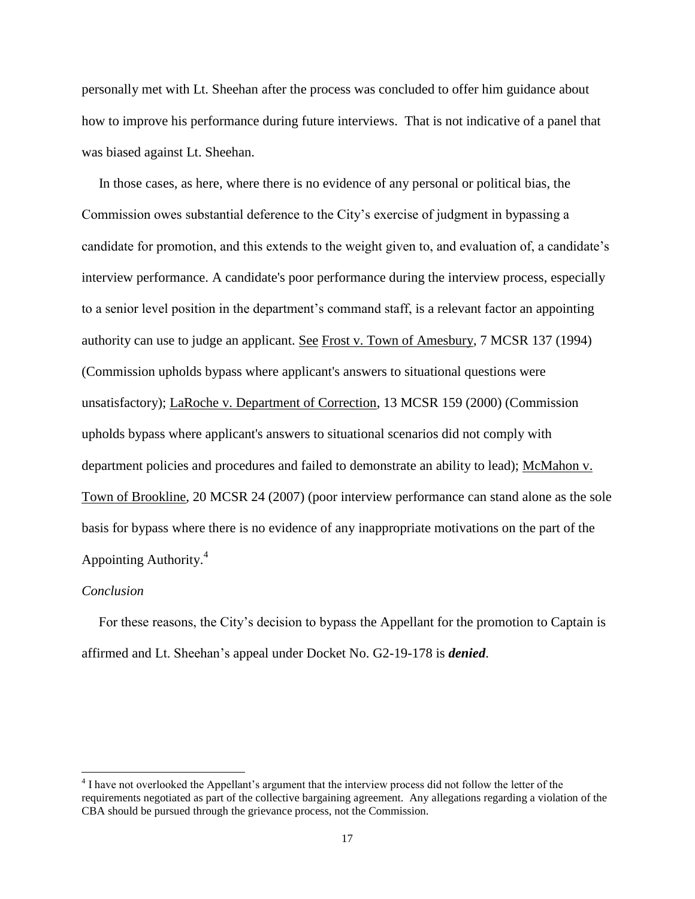personally met with Lt. Sheehan after the process was concluded to offer him guidance about how to improve his performance during future interviews. That is not indicative of a panel that was biased against Lt. Sheehan.

In those cases, as here, where there is no evidence of any personal or political bias, the Commission owes substantial deference to the City's exercise of judgment in bypassing a candidate for promotion, and this extends to the weight given to, and evaluation of, a candidate's interview performance. A candidate's poor performance during the interview process, especially to a senior level position in the department's command staff, is a relevant factor an appointing authority can use to judge an applicant. See Frost v. Town of Amesbury, 7 MCSR 137 (1994) (Commission upholds bypass where applicant's answers to situational questions were unsatisfactory); LaRoche v. Department of Correction, 13 MCSR 159 (2000) (Commission upholds bypass where applicant's answers to situational scenarios did not comply with department policies and procedures and failed to demonstrate an ability to lead); McMahon v. Town of Brookline, 20 MCSR 24 (2007) (poor interview performance can stand alone as the sole basis for bypass where there is no evidence of any inappropriate motivations on the part of the Appointing Authority.[4]

*Conclusion*

For these reasons, the City's decision to bypass the Appellant for the promotion to Captain is affirmed and Lt. Sheehan's appeal under Docket No. G2-19-178 is ***denied***.

---

[4] I have not overlooked the Appellant's argument that the interview process did not follow the letter of the requirements negotiated as part of the collective bargaining agreement. Any allegations regarding a violation of the CBA should be pursued through the grievance process, not the Commission.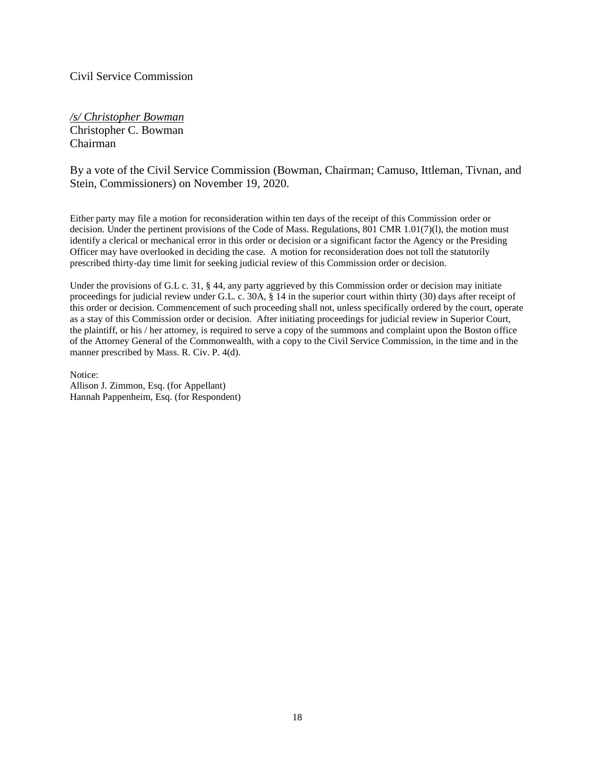Civil Service Commission

*/s/ Christopher Bowman*
Christopher C. Bowman
Chairman

By a vote of the Civil Service Commission (Bowman, Chairman; Camuso, Ittleman, Tivnan, and Stein, Commissioners) on November 19, 2020.

Either party may file a motion for reconsideration within ten days of the receipt of this Commission order or decision. Under the pertinent provisions of the Code of Mass. Regulations, 801 CMR 1.01(7)(l), the motion must identify a clerical or mechanical error in this order or decision or a significant factor the Agency or the Presiding Officer may have overlooked in deciding the case. A motion for reconsideration does not toll the statutorily prescribed thirty-day time limit for seeking judicial review of this Commission order or decision.

Under the provisions of G.L c. 31, § 44, any party aggrieved by this Commission order or decision may initiate proceedings for judicial review under G.L. c. 30A, § 14 in the superior court within thirty (30) days after receipt of this order or decision. Commencement of such proceeding shall not, unless specifically ordered by the court, operate as a stay of this Commission order or decision. After initiating proceedings for judicial review in Superior Court, the plaintiff, or his / her attorney, is required to serve a copy of the summons and complaint upon the Boston office of the Attorney General of the Commonwealth, with a copy to the Civil Service Commission, in the time and in the manner prescribed by Mass. R. Civ. P. 4(d).

Notice:
Allison J. Zimmon, Esq. (for Appellant)
Hannah Pappenheim, Esq. (for Respondent)